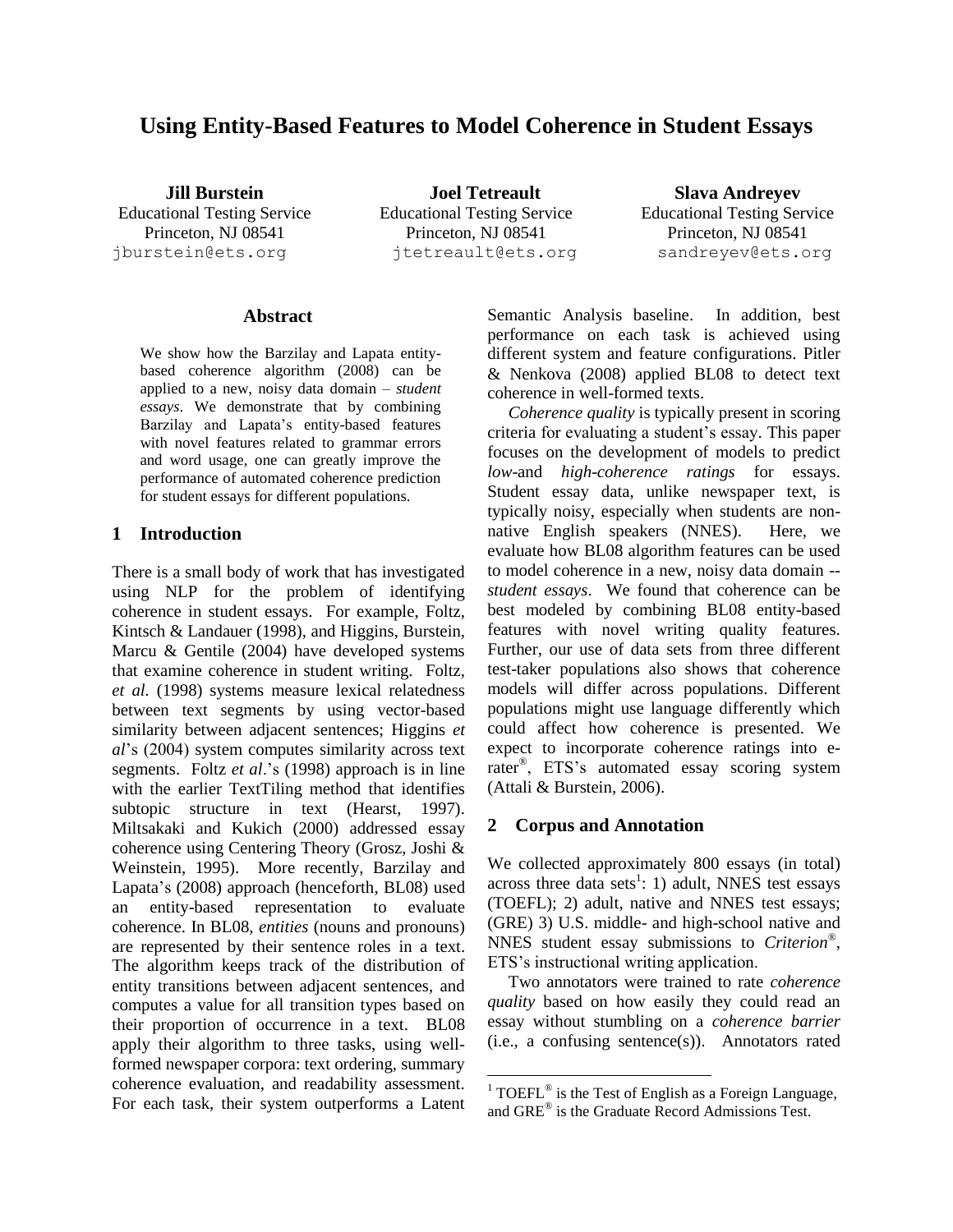# Using Entity-Based Features to Model Coherence in Student Essays

**Jill Burstein**
Educational Testing Service
Princeton, NJ 08541
jburstein@ets.org

**Joel Tetreault**
Educational Testing Service
Princeton, NJ 08541
jtetreault@ets.org

**Slava Andreyev**
Educational Testing Service
Princeton, NJ 08541
sandreyev@ets.org

## Abstract

We show how the Barzilay and Lapata entity-based coherence algorithm (2008) can be applied to a new, noisy data domain – *student essays*. We demonstrate that by combining Barzilay and Lapata's entity-based features with novel features related to grammar errors and word usage, one can greatly improve the performance of automated coherence prediction for student essays for different populations.

## 1 Introduction

There is a small body of work that has investigated using NLP for the problem of identifying coherence in student essays. For example, Foltz, Kintsch & Landauer (1998), and Higgins, Burstein, Marcu & Gentile (2004) have developed systems that examine coherence in student writing. Foltz, *et al.* (1998) systems measure lexical relatedness between text segments by using vector-based similarity between adjacent sentences; Higgins *et al*'s (2004) system computes similarity across text segments. Foltz *et al*.'s (1998) approach is in line with the earlier TextTiling method that identifies subtopic structure in text (Hearst, 1997). Miltsakaki and Kukich (2000) addressed essay coherence using Centering Theory (Grosz, Joshi & Weinstein, 1995). More recently, Barzilay and Lapata's (2008) approach (henceforth, BL08) used an entity-based representation to evaluate coherence. In BL08, *entities* (nouns and pronouns) are represented by their sentence roles in a text. The algorithm keeps track of the distribution of entity transitions between adjacent sentences, and computes a value for all transition types based on their proportion of occurrence in a text. BL08 apply their algorithm to three tasks, using well-formed newspaper corpora: text ordering, summary coherence evaluation, and readability assessment. For each task, their system outperforms a Latent Semantic Analysis baseline. In addition, best performance on each task is achieved using different system and feature configurations. Pitler & Nenkova (2008) applied BL08 to detect text coherence in well-formed texts.

*Coherence quality* is typically present in scoring criteria for evaluating a student's essay. This paper focuses on the development of models to predict *low*-and *high-coherence ratings* for essays. Student essay data, unlike newspaper text, is typically noisy, especially when students are non-native English speakers (NNES). Here, we evaluate how BL08 algorithm features can be used to model coherence in a new, noisy data domain -- *student essays*. We found that coherence can be best modeled by combining BL08 entity-based features with novel writing quality features. Further, our use of data sets from three different test-taker populations also shows that coherence models will differ across populations. Different populations might use language differently which could affect how coherence is presented. We expect to incorporate coherence ratings into e-rater®, ETS's automated essay scoring system (Attali & Burstein, 2006).

## 2 Corpus and Annotation

We collected approximately 800 essays (in total) across three data sets[1]: 1) adult, NNES test essays (TOEFL); 2) adult, native and NNES test essays; (GRE) 3) U.S. middle- and high-school native and NNES student essay submissions to *Criterion*®, ETS's instructional writing application.

Two annotators were trained to rate *coherence quality* based on how easily they could read an essay without stumbling on a *coherence barrier* (i.e., a confusing sentence(s)). Annotators rated

[1] TOEFL® is the Test of English as a Foreign Language, and GRE® is the Graduate Record Admissions Test.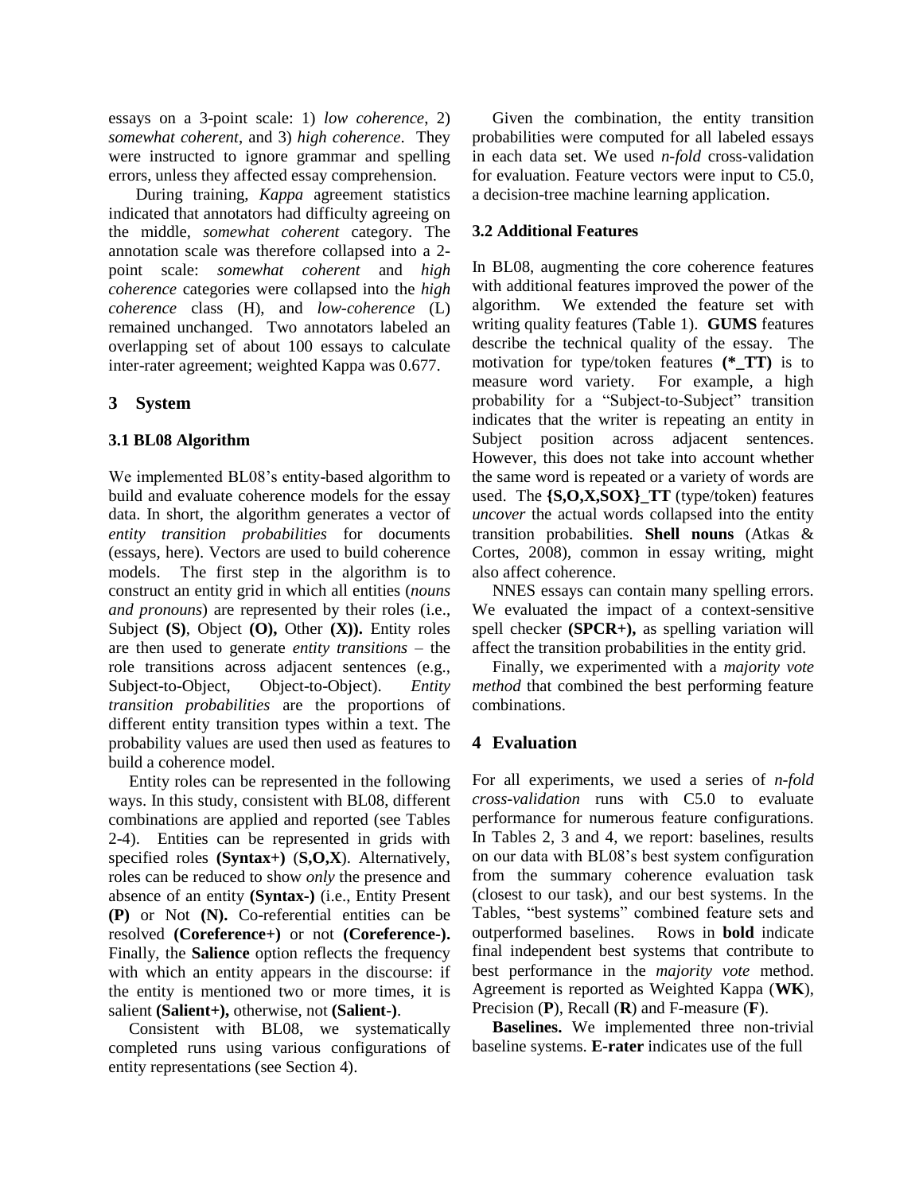essays on a 3-point scale: 1) *low coherence*, 2) *somewhat coherent*, and 3) *high coherence*. They were instructed to ignore grammar and spelling errors, unless they affected essay comprehension.

During training, *Kappa* agreement statistics indicated that annotators had difficulty agreeing on the middle, *somewhat coherent* category. The annotation scale was therefore collapsed into a 2-point scale: *somewhat coherent* and *high coherence* categories were collapsed into the *high coherence* class (H), and *low-coherence* (L) remained unchanged. Two annotators labeled an overlapping set of about 100 essays to calculate inter-rater agreement; weighted Kappa was 0.677.

## 3 System

### 3.1 BL08 Algorithm

We implemented BL08's entity-based algorithm to build and evaluate coherence models for the essay data. In short, the algorithm generates a vector of *entity transition probabilities* for documents (essays, here). Vectors are used to build coherence models. The first step in the algorithm is to construct an entity grid in which all entities (*nouns and pronouns*) are represented by their roles (i.e., Subject **(S)**, Object **(O),** Other **(X)).** Entity roles are then used to generate *entity transitions* – the role transitions across adjacent sentences (e.g., Subject-to-Object, Object-to-Object). *Entity transition probabilities* are the proportions of different entity transition types within a text. The probability values are used then used as features to build a coherence model.

Entity roles can be represented in the following ways. In this study, consistent with BL08, different combinations are applied and reported (see Tables 2-4). Entities can be represented in grids with specified roles **(Syntax+)** (**S,O,X**). Alternatively, roles can be reduced to show *only* the presence and absence of an entity **(Syntax-)** (i.e., Entity Present **(P)** or Not **(N).** Co-referential entities can be resolved **(Coreference+)** or not **(Coreference-).** Finally, the **Salience** option reflects the frequency with which an entity appears in the discourse: if the entity is mentioned two or more times, it is salient **(Salient+),** otherwise, not **(Salient-)**.

Consistent with BL08, we systematically completed runs using various configurations of entity representations (see Section 4).

Given the combination, the entity transition probabilities were computed for all labeled essays in each data set. We used *n-fold* cross-validation for evaluation. Feature vectors were input to C5.0, a decision-tree machine learning application.

### 3.2 Additional Features

In BL08, augmenting the core coherence features with additional features improved the power of the algorithm. We extended the feature set with writing quality features (Table 1). **GUMS** features describe the technical quality of the essay. The motivation for type/token features **(*_TT)** is to measure word variety. For example, a high probability for a "Subject-to-Subject" transition indicates that the writer is repeating an entity in Subject position across adjacent sentences. However, this does not take into account whether the same word is repeated or a variety of words are used. The **{S,O,X,SOX}_TT** (type/token) features *uncover* the actual words collapsed into the entity transition probabilities. **Shell nouns** (Atkas & Cortes, 2008), common in essay writing, might also affect coherence.

NNES essays can contain many spelling errors. We evaluated the impact of a context-sensitive spell checker **(SPCR+),** as spelling variation will affect the transition probabilities in the entity grid.

Finally, we experimented with a *majority vote method* that combined the best performing feature combinations.

## 4 Evaluation

For all experiments, we used a series of *n-fold cross-validation* runs with C5.0 to evaluate performance for numerous feature configurations. In Tables 2, 3 and 4, we report: baselines, results on our data with BL08's best system configuration from the summary coherence evaluation task (closest to our task), and our best systems. In the Tables, "best systems" combined feature sets and outperformed baselines. Rows in **bold** indicate final independent best systems that contribute to best performance in the *majority vote* method. Agreement is reported as Weighted Kappa (**WK**), Precision (**P**), Recall (**R**) and F-measure (**F**).

**Baselines.** We implemented three non-trivial baseline systems. **E-rater** indicates use of the full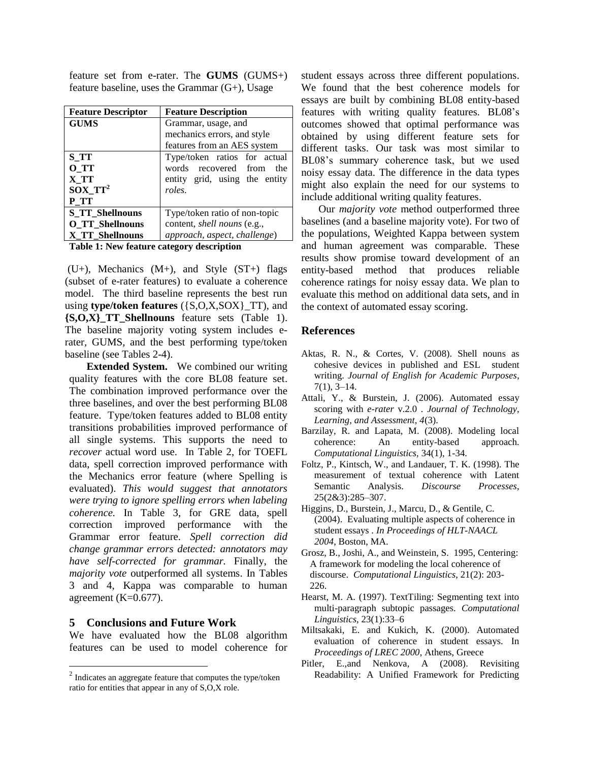feature set from e-rater. The **GUMS** (GUMS+) feature baseline, uses the Grammar (G+), Usage

| Feature Descriptor | Feature Description |
|---|---|
| **GUMS** | Grammar, usage, and mechanics errors, and style features from an AES system |
| **S_TT**<br>**O_TT**<br>**X_TT**<br>**SOX_TT**[2]<br>**P_TT** | Type/token ratios for actual words recovered from the entity grid, using the entity *roles*. |
| **S_TT_Shellnouns**<br>**O_TT_Shellnouns**<br>**X_TT_Shellnouns** | Type/token ratio of non-topic content, *shell nouns* (e.g., *approach, aspect, challenge*) |

**Table 1: New feature category description**

(U+), Mechanics (M+), and Style (ST+) flags (subset of e-rater features) to evaluate a coherence model. The third baseline represents the best run using **type/token features** ({S,O,X,SOX}_TT), and **{S,O,X}_TT_Shellnouns** feature sets (Table 1). The baseline majority voting system includes e-rater, GUMS, and the best performing type/token baseline (see Tables 2-4).

**Extended System.** We combined our writing quality features with the core BL08 feature set. The combination improved performance over the three baselines, and over the best performing BL08 feature. Type/token features added to BL08 entity transitions probabilities improved performance of all single systems. This supports the need to *recover* actual word use. In Table 2, for TOEFL data, spell correction improved performance with the Mechanics error feature (where Spelling is evaluated). *This would suggest that annotators were trying to ignore spelling errors when labeling coherence.* In Table 3, for GRE data, spell correction improved performance with the Grammar error feature. *Spell correction did change grammar errors detected: annotators may have self-corrected for grammar.* Finally, the *majority vote* outperformed all systems. In Tables 3 and 4, Kappa was comparable to human agreement (K=0.677).

## 5 Conclusions and Future Work

We have evaluated how the BL08 algorithm features can be used to model coherence for student essays across three different populations. We found that the best coherence models for essays are built by combining BL08 entity-based features with writing quality features. BL08's outcomes showed that optimal performance was obtained by using different feature sets for different tasks. Our task was most similar to BL08's summary coherence task, but we used noisy essay data. The difference in the data types might also explain the need for our systems to include additional writing quality features.

Our *majority vote* method outperformed three baselines (and a baseline majority vote). For two of the populations, Weighted Kappa between system and human agreement was comparable. These results show promise toward development of an entity-based method that produces reliable coherence ratings for noisy essay data. We plan to evaluate this method on additional data sets, and in the context of automated essay scoring.

[2] Indicates an aggregate feature that computes the type/token ratio for entities that appear in any of S,O,X role.

## References

Aktas, R. N., & Cortes, V. (2008). Shell nouns as cohesive devices in published and ESL student writing. *Journal of English for Academic Purposes*, 7(1), 3–14.

Attali, Y., & Burstein, J. (2006). Automated essay scoring with *e-rater* v.2.0 . *Journal of Technology, Learning, and Assessment, 4*(3).

Barzilay, R. and Lapata, M. (2008). Modeling local coherence: An entity-based approach. *Computational Linguistics*, 34(1), 1-34.

Foltz, P., Kintsch, W., and Landauer, T. K. (1998). The measurement of textual coherence with Latent Semantic Analysis. *Discourse Processes*, 25(2&3):285–307.

Higgins, D., Burstein, J., Marcu, D., & Gentile, C. (2004). Evaluating multiple aspects of coherence in student essays . *In Proceedings of HLT-NAACL 2004*, Boston, MA.

Grosz, B., Joshi, A., and Weinstein, S. 1995, Centering: A framework for modeling the local coherence of discourse. *Computational Linguistics*, 21(2): 203-226.

Hearst, M. A. (1997). TextTiling: Segmenting text into multi-paragraph subtopic passages. *Computational Linguistics*, 23(1):33–6

Miltsakaki, E. and Kukich, K. (2000). Automated evaluation of coherence in student essays. In *Proceedings of LREC 2000*, Athens, Greece

Pitler, E.,and Nenkova, A (2008). Revisiting Readability: A Unified Framework for Predicting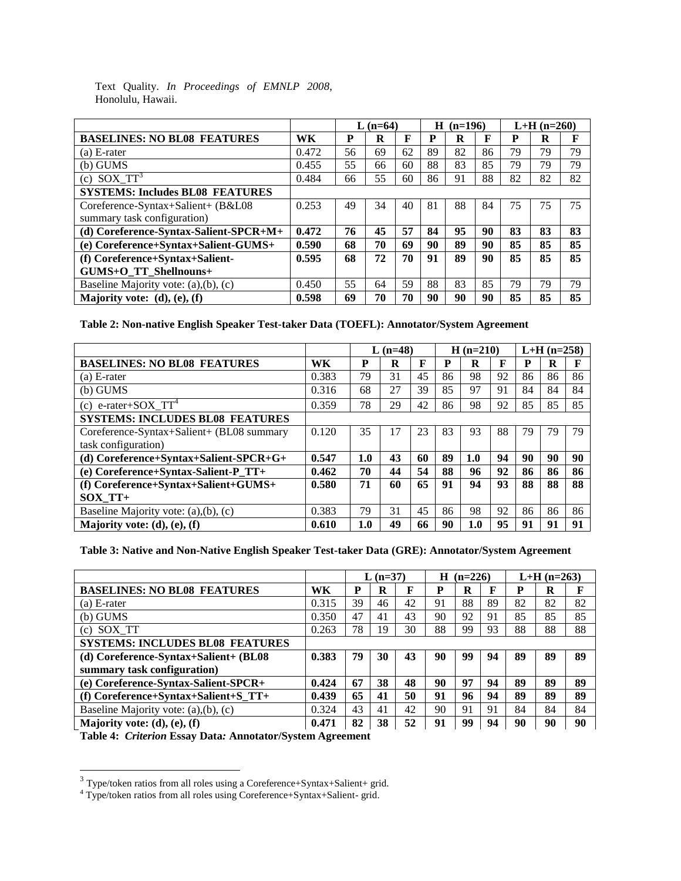Text Quality. *In Proceedings of EMNLP 2008*, Honolulu, Hawaii.

| | | L (n=64) | | | H (n=196) | | | L+H (n=260) | | |
|---|---|---|---|---|---|---|---|---|---|---|
| **BASELINES: NO BL08 FEATURES** | **WK** | **P** | **R** | **F** | **P** | **R** | **F** | **P** | **R** | **F** |
| (a) E-rater | 0.472 | 56 | 69 | 62 | 89 | 82 | 86 | 79 | 79 | 79 |
| (b) GUMS | 0.455 | 55 | 66 | 60 | 88 | 83 | 85 | 79 | 79 | 79 |
| (c) SOX_TT[3] | 0.484 | 66 | 55 | 60 | 86 | 91 | 88 | 82 | 82 | 82 |
| **SYSTEMS: Includes BL08 FEATURES** | | | | | | | | | | |
| Coreference-Syntax+Salient+ (B&L08 summary task configuration) | 0.253 | 49 | 34 | 40 | 81 | 88 | 84 | 75 | 75 | 75 |
| **(d) Coreference-Syntax-Salient-SPCR+M+** | **0.472** | **76** | **45** | **57** | **84** | **95** | **90** | **83** | **83** | **83** |
| **(e) Coreference+Syntax+Salient-GUMS+** | **0.590** | **68** | **70** | **69** | **90** | **89** | **90** | **85** | **85** | **85** |
| **(f) Coreference+Syntax+Salient-GUMS+O_TT_Shellnouns+** | **0.595** | **68** | **72** | **70** | **91** | **89** | **90** | **85** | **85** | **85** |
| Baseline Majority vote: (a),(b), (c) | 0.450 | 55 | 64 | 59 | 88 | 83 | 85 | 79 | 79 | 79 |
| **Majority vote: (d), (e), (f)** | **0.598** | **69** | **70** | **70** | **90** | **90** | **90** | **85** | **85** | **85** |

**Table 2: Non-native English Speaker Test-taker Data (TOEFL): Annotator/System Agreement**

| | | L (n=48) | | | H (n=210) | | | L+H (n=258) | | |
|---|---|---|---|---|---|---|---|---|---|---|
| **BASELINES: NO BL08 FEATURES** | **WK** | **P** | **R** | **F** | **P** | **R** | **F** | **P** | **R** | **F** |
| (a) E-rater | 0.383 | 79 | 31 | 45 | 86 | 98 | 92 | 86 | 86 | 86 |
| (b) GUMS | 0.316 | 68 | 27 | 39 | 85 | 97 | 91 | 84 | 84 | 84 |
| (c) e-rater+SOX_TT[4] | 0.359 | 78 | 29 | 42 | 86 | 98 | 92 | 85 | 85 | 85 |
| **SYSTEMS: INCLUDES BL08 FEATURES** | | | | | | | | | | |
| Coreference-Syntax+Salient+ (BL08 summary task configuration) | 0.120 | 35 | 17 | 23 | 83 | 93 | 88 | 79 | 79 | 79 |
| **(d) Coreference+Syntax+Salient-SPCR+G+** | **0.547** | **1.0** | **43** | **60** | **89** | **1.0** | **94** | **90** | **90** | **90** |
| **(e) Coreference+Syntax-Salient-P_TT+** | **0.462** | **70** | **44** | **54** | **88** | **96** | **92** | **86** | **86** | **86** |
| **(f) Coreference+Syntax+Salient+GUMS+SOX_TT+** | **0.580** | **71** | **60** | **65** | **91** | **94** | **93** | **88** | **88** | **88** |
| Baseline Majority vote: (a),(b), (c) | 0.383 | 79 | 31 | 45 | 86 | 98 | 92 | 86 | 86 | 86 |
| **Majority vote: (d), (e), (f)** | **0.610** | **1.0** | **49** | **66** | **90** | **1.0** | **95** | **91** | **91** | **91** |

**Table 3: Native and Non-Native English Speaker Test-taker Data (GRE): Annotator/System Agreement**

| | | L (n=37) | | | H (n=226) | | | L+H (n=263) | | |
|---|---|---|---|---|---|---|---|---|---|---|
| **BASELINES: NO BL08 FEATURES** | **WK** | **P** | **R** | **F** | **P** | **R** | **F** | **P** | **R** | **F** |
| (a) E-rater | 0.315 | 39 | 46 | 42 | 91 | 88 | 89 | 82 | 82 | 82 |
| (b) GUMS | 0.350 | 47 | 41 | 43 | 90 | 92 | 91 | 85 | 85 | 85 |
| (c) SOX_TT | 0.263 | 78 | 19 | 30 | 88 | 99 | 93 | 88 | 88 | 88 |
| **SYSTEMS: INCLUDES BL08 FEATURES** | | | | | | | | | | |
| **(d) Coreference-Syntax+Salient+ (BL08 summary task configuration)** | **0.383** | **79** | **30** | **43** | **90** | **99** | **94** | **89** | **89** | **89** |
| **(e) Coreference-Syntax-Salient-SPCR+** | **0.424** | **67** | **38** | **48** | **90** | **97** | **94** | **89** | **89** | **89** |
| **(f) Coreference+Syntax+Salient+S_TT+** | **0.439** | **65** | **41** | **50** | **91** | **96** | **94** | **89** | **89** | **89** |
| Baseline Majority vote: (a),(b), (c) | 0.324 | 43 | 41 | 42 | 90 | 91 | 91 | 84 | 84 | 84 |
| **Majority vote: (d), (e), (f)** | **0.471** | **82** | **38** | **52** | **91** | **99** | **94** | **90** | **90** | **90** |

**Table 4: *Criterion* Essay Data*:* Annotator/System Agreement**

[3] Type/token ratios from all roles using a Coreference+Syntax+Salient+ grid.

[4] Type/token ratios from all roles using Coreference+Syntax+Salient- grid.